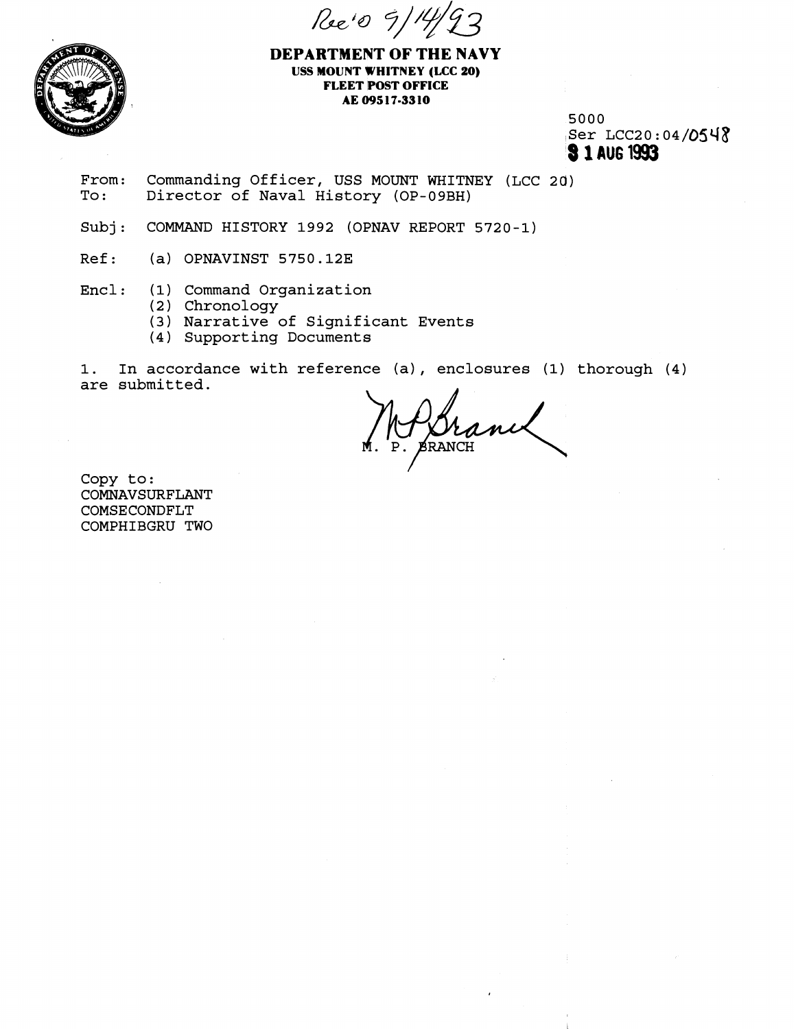Rec'd 9/14/93

**DEPARTMENT OF THE NAVY**
**USS MOUNT WHITNEY (LCC 20)**
**FLEET POST OFFICE**
**AE 09517-3310**

5000
Ser LCC20:04/0548
**31 AUG 1993**

From: Commanding Officer, USS MOUNT WHITNEY (LCC 20)
To: Director of Naval History (OP-09BH)

Subj: COMMAND HISTORY 1992 (OPNAV REPORT 5720-1)

Ref: (a) OPNAVINST 5750.12E

Encl: (1) Command Organization
(2) Chronology
(3) Narrative of Significant Events
(4) Supporting Documents

1. In accordance with reference (a), enclosures (1) thorough (4) are submitted.

M. P. BRANCH

Copy to:
COMNAVSURFLANT
COMSECONDFLT
COMPHIBGRU TWO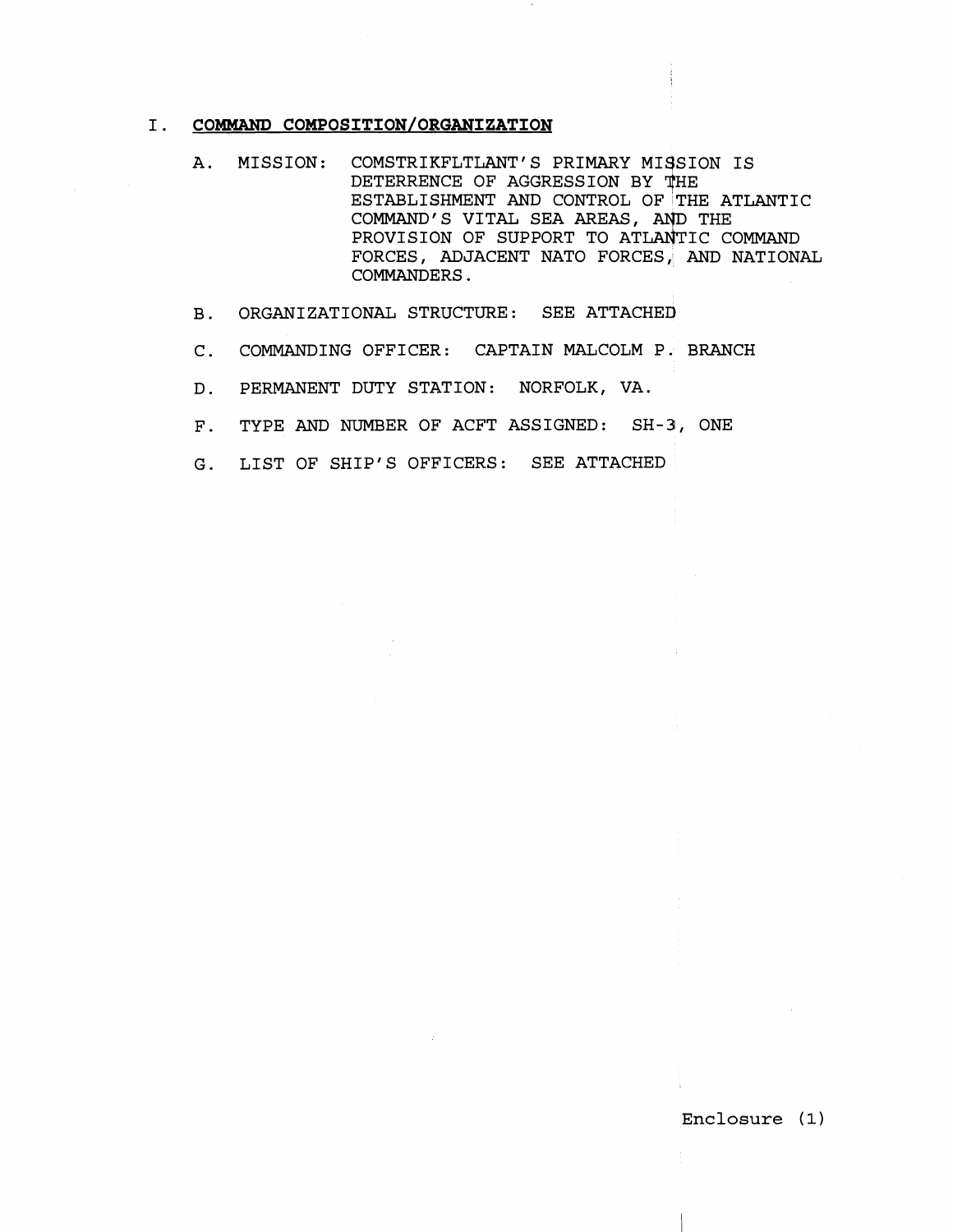## I. COMMAND COMPOSITION/ORGANIZATION

A. MISSION: COMSTRIKFLTLANT'S PRIMARY MISSION IS DETERRENCE OF AGGRESSION BY THE ESTABLISHMENT AND CONTROL OF THE ATLANTIC COMMAND'S VITAL SEA AREAS, AND THE PROVISION OF SUPPORT TO ATLANTIC COMMAND FORCES, ADJACENT NATO FORCES, AND NATIONAL COMMANDERS.

B. ORGANIZATIONAL STRUCTURE: SEE ATTACHED

C. COMMANDING OFFICER: CAPTAIN MALCOLM P. BRANCH

D. PERMANENT DUTY STATION: NORFOLK, VA.

F. TYPE AND NUMBER OF ACFT ASSIGNED: SH-3, ONE

G. LIST OF SHIP'S OFFICERS: SEE ATTACHED

Enclosure (1)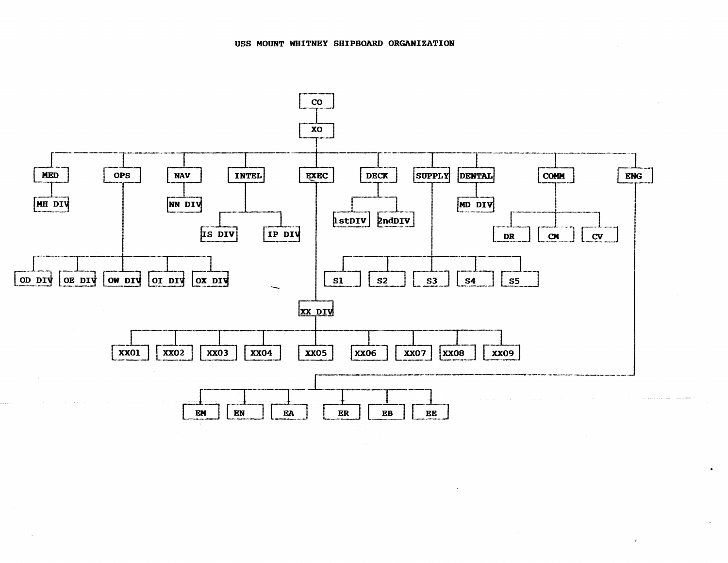# USS MOUNT WHITNEY SHIPBOARD ORGANIZATION

- CO
  - XO
    - MED
      - MH DIV
    - OPS
      - OD DIV
      - OE DIV
      - OW DIV
      - OI DIV
      - OX DIV
    - NAV
      - NN DIV
    - INTEL
      - IS DIV
      - IP DIV
    - EXEC
      - XX DIV
        - XX01
        - XX02
        - XX03
        - XX04
        - XX05
        - XX06
        - XX07
        - XX08
        - XX09
    - DECK
      - 1stDIV
      - 2ndDIV
    - SUPPLY
      - S1
      - S2
      - S3
      - S4
      - S5
    - DENTAL
      - MD DIV
    - COMM
      - DR
      - CM
      - CV
    - ENG
      - EM
      - EN
      - EA
      - ER
      - EB
      - EE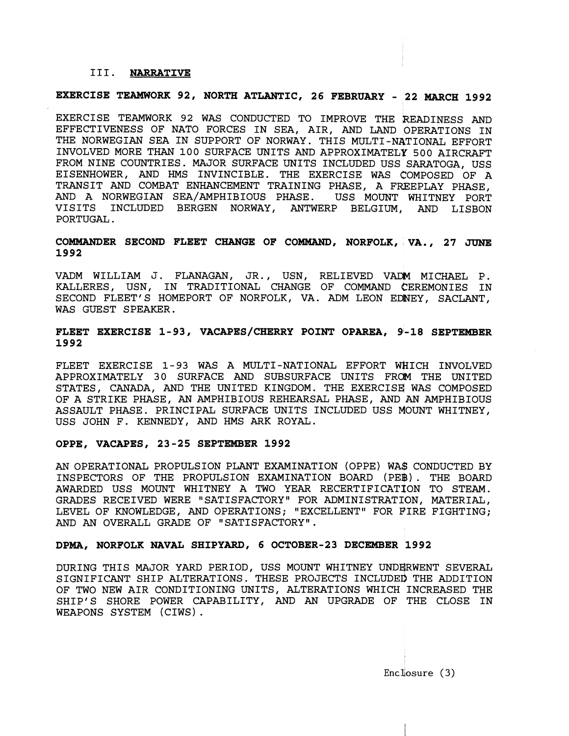## III. **NARRATIVE**

### EXERCISE TEAMWORK 92, NORTH ATLANTIC, 26 FEBRUARY - 22 MARCH 1992

EXERCISE TEAMWORK 92 WAS CONDUCTED TO IMPROVE THE READINESS AND EFFECTIVENESS OF NATO FORCES IN SEA, AIR, AND LAND OPERATIONS IN THE NORWEGIAN SEA IN SUPPORT OF NORWAY. THIS MULTI-NATIONAL EFFORT INVOLVED MORE THAN 100 SURFACE UNITS AND APPROXIMATELY 500 AIRCRAFT FROM NINE COUNTRIES. MAJOR SURFACE UNITS INCLUDED USS SARATOGA, USS EISENHOWER, AND HMS INVINCIBLE. THE EXERCISE WAS COMPOSED OF A TRANSIT AND COMBAT ENHANCEMENT TRAINING PHASE, A FREEPLAY PHASE, AND A NORWEGIAN SEA/AMPHIBIOUS PHASE. USS MOUNT WHITNEY PORT VISITS INCLUDED BERGEN NORWAY, ANTWERP BELGIUM, AND LISBON PORTUGAL.

### COMMANDER SECOND FLEET CHANGE OF COMMAND, NORFOLK, VA., 27 JUNE 1992

VADM WILLIAM J. FLANAGAN, JR., USN, RELIEVED VADM MICHAEL P. KALLERES, USN, IN TRADITIONAL CHANGE OF COMMAND CEREMONIES IN SECOND FLEET'S HOMEPORT OF NORFOLK, VA. ADM LEON EDNEY, SACLANT, WAS GUEST SPEAKER.

### FLEET EXERCISE 1-93, VACAPES/CHERRY POINT OPAREA, 9-18 SEPTEMBER 1992

FLEET EXERCISE 1-93 WAS A MULTI-NATIONAL EFFORT WHICH INVOLVED APPROXIMATELY 30 SURFACE AND SUBSURFACE UNITS FROM THE UNITED STATES, CANADA, AND THE UNITED KINGDOM. THE EXERCISE WAS COMPOSED OF A STRIKE PHASE, AN AMPHIBIOUS REHEARSAL PHASE, AND AN AMPHIBIOUS ASSAULT PHASE. PRINCIPAL SURFACE UNITS INCLUDED USS MOUNT WHITNEY, USS JOHN F. KENNEDY, AND HMS ARK ROYAL.

### OPPE, VACAPES, 23-25 SEPTEMBER 1992

AN OPERATIONAL PROPULSION PLANT EXAMINATION (OPPE) WAS CONDUCTED BY INSPECTORS OF THE PROPULSION EXAMINATION BOARD (PEB). THE BOARD AWARDED USS MOUNT WHITNEY A TWO YEAR RECERTIFICATION TO STEAM. GRADES RECEIVED WERE "SATISFACTORY" FOR ADMINISTRATION, MATERIAL, LEVEL OF KNOWLEDGE, AND OPERATIONS; "EXCELLENT" FOR FIRE FIGHTING; AND AN OVERALL GRADE OF "SATISFACTORY".

### DPMA, NORFOLK NAVAL SHIPYARD, 6 OCTOBER-23 DECEMBER 1992

DURING THIS MAJOR YARD PERIOD, USS MOUNT WHITNEY UNDERWENT SEVERAL SIGNIFICANT SHIP ALTERATIONS. THESE PROJECTS INCLUDED THE ADDITION OF TWO NEW AIR CONDITIONING UNITS, ALTERATIONS WHICH INCREASED THE SHIP'S SHORE POWER CAPABILITY, AND AN UPGRADE OF THE CLOSE IN WEAPONS SYSTEM (CIWS).

Enclosure (3)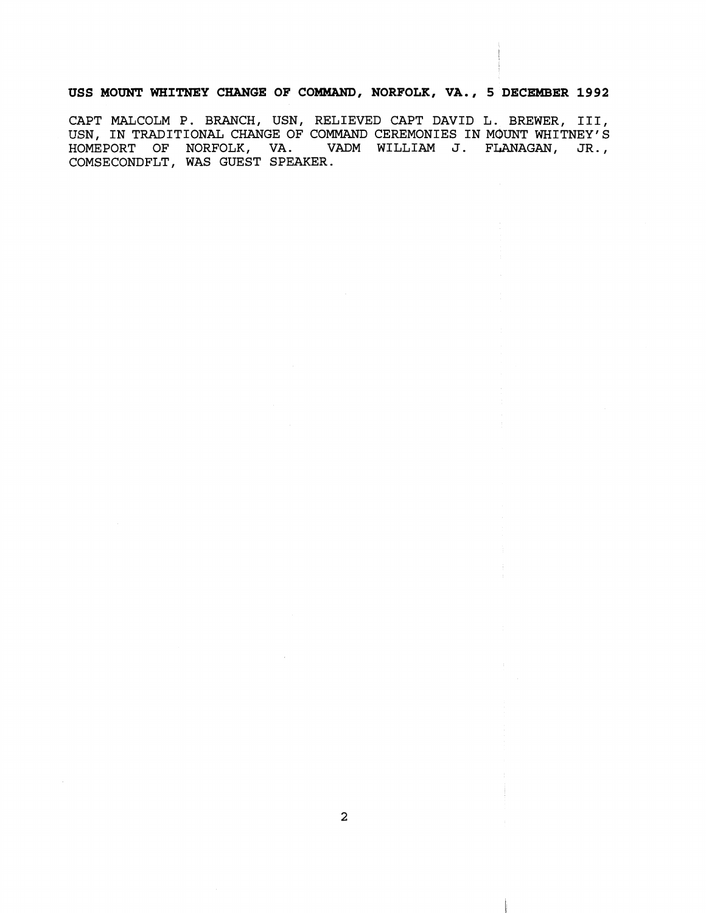**USS MOUNT WHITNEY CHANGE OF COMMAND, NORFOLK, VA., 5 DECEMBER 1992**

CAPT MALCOLM P. BRANCH, USN, RELIEVED CAPT DAVID L. BREWER, III, USN, IN TRADITIONAL CHANGE OF COMMAND CEREMONIES IN MOUNT WHITNEY'S HOMEPORT OF NORFOLK, VA. VADM WILLIAM J. FLANAGAN, JR., COMSECONDFLT, WAS GUEST SPEAKER.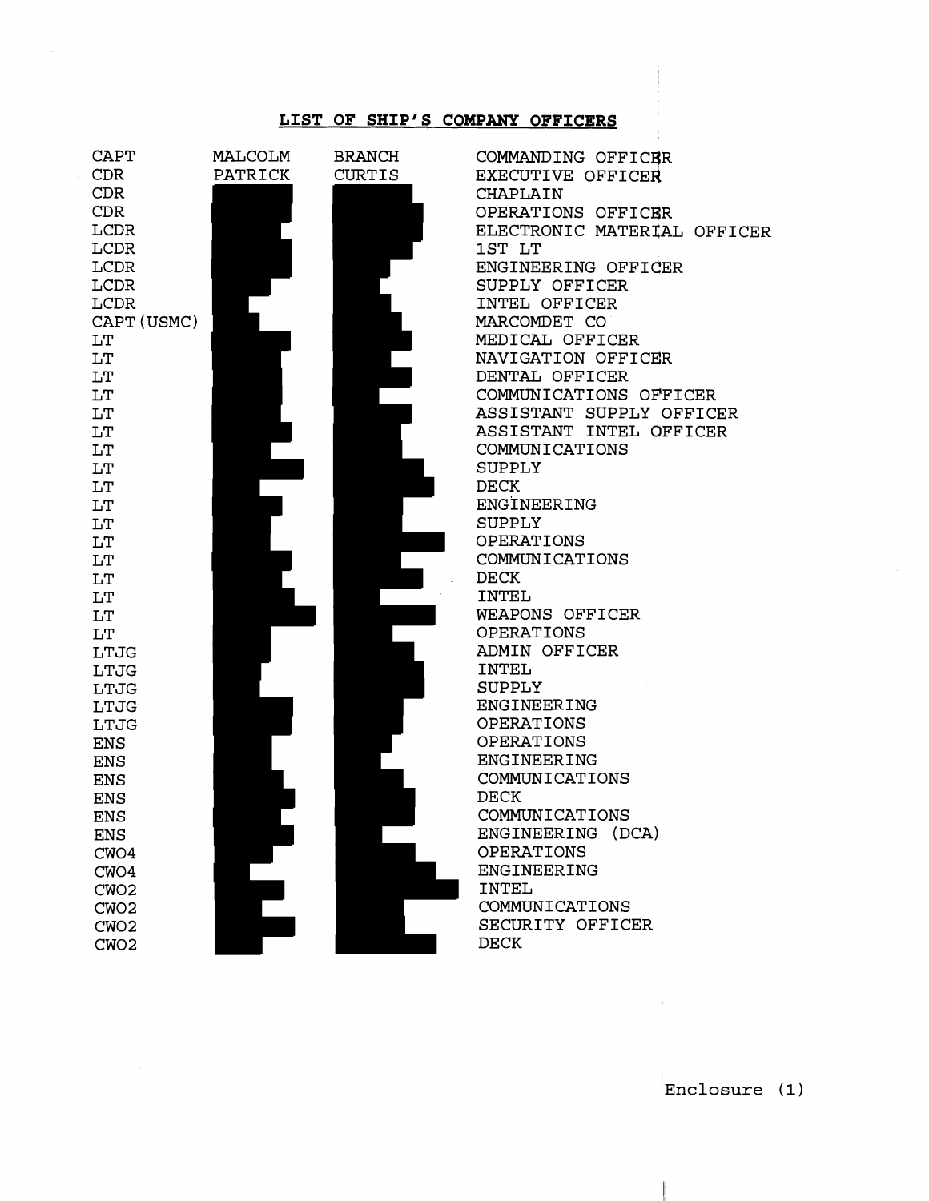## LIST OF SHIP'S COMPANY OFFICERS

| | | | |
|---|---|---|---|
| CAPT | MALCOLM | BRANCH | COMMANDING OFFICER |
| CDR | PATRICK | CURTIS | EXECUTIVE OFFICER |
| CDR | | | CHAPLAIN |
| CDR | | | OPERATIONS OFFICER |
| LCDR | | | ELECTRONIC MATERIAL OFFICER |
| LCDR | | | 1ST LT |
| LCDR | | | ENGINEERING OFFICER |
| LCDR | | | SUPPLY OFFICER |
| LCDR | | | INTEL OFFICER |
| CAPT(USMC) | | | MARCOMDET CO |
| LT | | | MEDICAL OFFICER |
| LT | | | NAVIGATION OFFICER |
| LT | | | DENTAL OFFICER |
| LT | | | COMMUNICATIONS OFFICER |
| LT | | | ASSISTANT SUPPLY OFFICER |
| LT | | | ASSISTANT INTEL OFFICER |
| LT | | | COMMUNICATIONS |
| LT | | | SUPPLY |
| LT | | | DECK |
| LT | | | ENGINEERING |
| LT | | | SUPPLY |
| LT | | | OPERATIONS |
| LT | | | COMMUNICATIONS |
| LT | | | DECK |
| LT | | | INTEL |
| LT | | | WEAPONS OFFICER |
| LT | | | OPERATIONS |
| LTJG | | | ADMIN OFFICER |
| LTJG | | | INTEL |
| LTJG | | | SUPPLY |
| LTJG | | | ENGINEERING |
| LTJG | | | OPERATIONS |
| ENS | | | OPERATIONS |
| ENS | | | ENGINEERING |
| ENS | | | COMMUNICATIONS |
| ENS | | | DECK |
| ENS | | | COMMUNICATIONS |
| ENS | | | ENGINEERING (DCA) |
| CWO4 | | | OPERATIONS |
| CWO4 | | | ENGINEERING |
| CWO2 | | | INTEL |
| CWO2 | | | COMMUNICATIONS |
| CWO2 | | | SECURITY OFFICER |
| CWO2 | | | DECK |

Enclosure (1)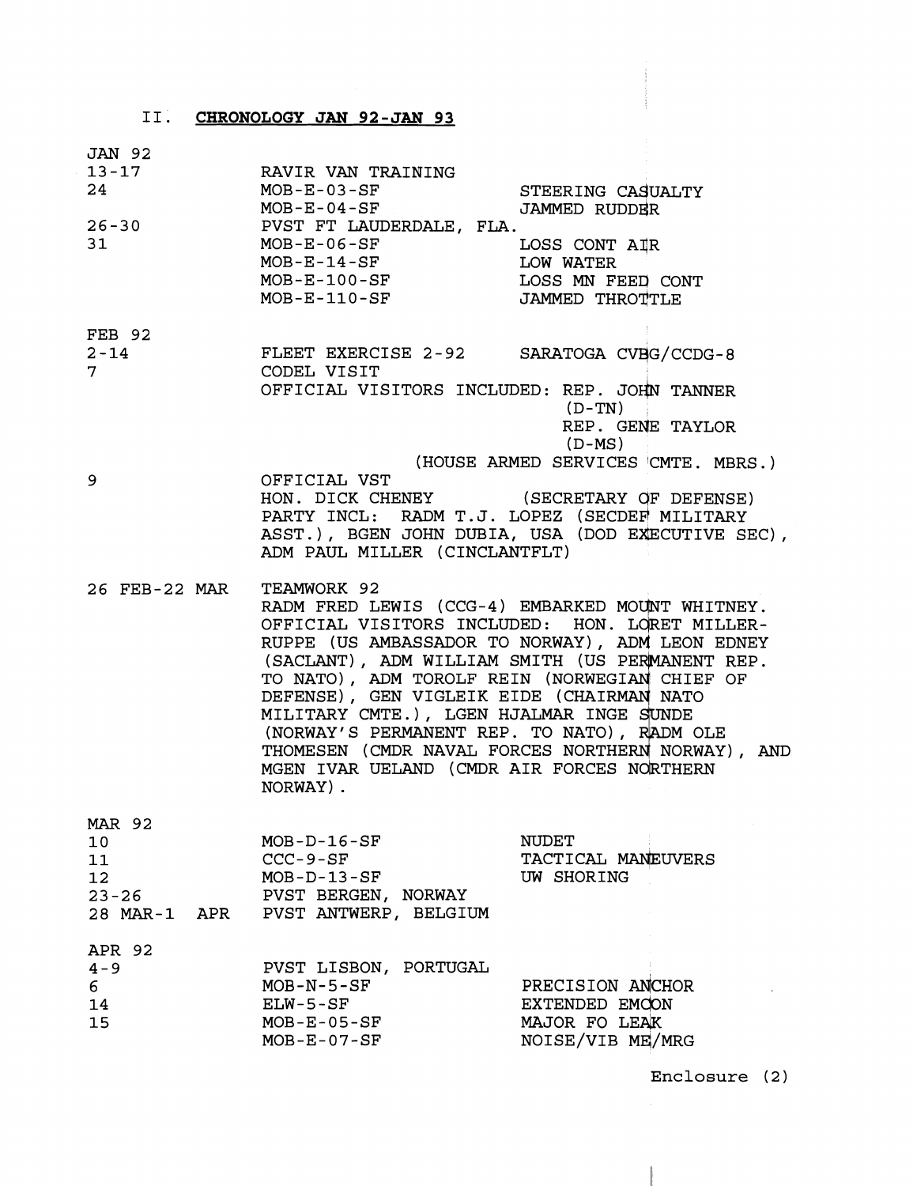## II. **CHRONOLOGY JAN 92-JAN 93**

| | | |
|---|---|---|
| **JAN 92** | | |
| 13-17 | RAVIR VAN TRAINING | |
| 24 | MOB-E-03-SF | STEERING CASUALTY |
| | MOB-E-04-SF | JAMMED RUDDER |
| 26-30 | PVST FT LAUDERDALE, FLA. | |
| 31 | MOB-E-06-SF | LOSS CONT AIR |
| | MOB-E-14-SF | LOW WATER |
| | MOB-E-100-SF | LOSS MN FEED CONT |
| | MOB-E-110-SF | JAMMED THROTTLE |
| **FEB 92** | | |
| 2-14 | FLEET EXERCISE 2-92 | SARATOGA CVBG/CCDG-8 |
| 7 | CODEL VISIT<br>OFFICIAL VISITORS INCLUDED: REP. JOHN TANNER (D-TN)<br>REP. GENE TAYLOR (D-MS)<br>(HOUSE ARMED SERVICES CMTE. MBRS.) | |
| 9 | OFFICIAL VST<br>HON. DICK CHENEY (SECRETARY OF DEFENSE)<br>PARTY INCL: RADM T.J. LOPEZ (SECDEF MILITARY ASST.), BGEN JOHN DUBIA, USA (DOD EXECUTIVE SEC), ADM PAUL MILLER (CINCLANTFLT) | |
| 26 FEB-22 MAR | TEAMWORK 92<br>RADM FRED LEWIS (CCG-4) EMBARKED MOUNT WHITNEY. OFFICIAL VISITORS INCLUDED: HON. LORET MILLER-RUPPE (US AMBASSADOR TO NORWAY), ADM LEON EDNEY (SACLANT), ADM WILLIAM SMITH (US PERMANENT REP. TO NATO), ADM TOROLF REIN (NORWEGIAN CHIEF OF DEFENSE), GEN VIGLEIK EIDE (CHAIRMAN NATO MILITARY CMTE.), LGEN HJALMAR INGE SUNDE (NORWAY'S PERMANENT REP. TO NATO), RADM OLE THOMESEN (CMDR NAVAL FORCES NORTHERN NORWAY), AND MGEN IVAR UELAND (CMDR AIR FORCES NORTHERN NORWAY). | |
| **MAR 92** | | |
| 10 | MOB-D-16-SF | NUDET |
| 11 | CCC-9-SF | TACTICAL MANEUVERS |
| 12 | MOB-D-13-SF | UW SHORING |
| 23-26 | PVST BERGEN, NORWAY | |
| 28 MAR-1 APR | PVST ANTWERP, BELGIUM | |
| **APR 92** | | |
| 4-9 | PVST LISBON, PORTUGAL | |
| 6 | MOB-N-5-SF | PRECISION ANCHOR |
| 14 | ELW-5-SF | EXTENDED EMCON |
| 15 | MOB-E-05-SF | MAJOR FO LEAK |
| | MOB-E-07-SF | NOISE/VIB ME/MRG |

Enclosure (2)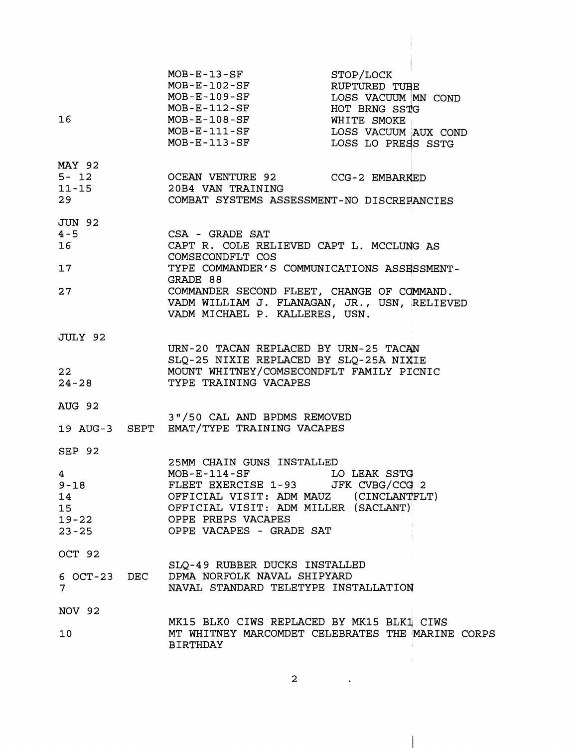| | | |
|---|---|---|
| | MOB-E-13-SF | STOP/LOCK |
| | MOB-E-102-SF | RUPTURED TUBE |
| | MOB-E-109-SF | LOSS VACUUM MN COND |
| | MOB-E-112-SF | HOT BRNG SSTG |
| 16 | MOB-E-108-SF | WHITE SMOKE |
| | MOB-E-111-SF | LOSS VACUUM AUX COND |
| | MOB-E-113-SF | LOSS LO PRESS SSTG |

MAY 92

| | | |
|---|---|---|
| 5- 12 | OCEAN VENTURE 92 | CCG-2 EMBARKED |
| 11-15 | 20B4 VAN TRAINING | |
| 29 | COMBAT SYSTEMS ASSESSMENT-NO DISCREPANCIES | |

JUN 92

| | |
|---|---|
| 4-5 | CSA - GRADE SAT |
| 16 | CAPT R. COLE RELIEVED CAPT L. MCCLUNG AS COMSECONDFLT COS |
| 17 | TYPE COMMANDER'S COMMUNICATIONS ASSESSMENT-GRADE 88 |
| 27 | COMMANDER SECOND FLEET, CHANGE OF COMMAND. VADM WILLIAM J. FLANAGAN, JR., USN, RELIEVED VADM MICHAEL P. KALLERES, USN. |

JULY 92

| | |
|---|---|
| | URN-20 TACAN REPLACED BY URN-25 TACAN |
| | SLQ-25 NIXIE REPLACED BY SLQ-25A NIXIE |
| 22 | MOUNT WHITNEY/COMSECONDFLT FAMILY PICNIC |
| 24-28 | TYPE TRAINING VACAPES |

AUG 92

| | |
|---|---|
| | 3"/50 CAL AND BPDMS REMOVED |
| 19 AUG-3 SEPT | EMAT/TYPE TRAINING VACAPES |

SEP 92

| | | |
|---|---|---|
| | 25MM CHAIN GUNS INSTALLED | |
| 4 | MOB-E-114-SF | LO LEAK SSTG |
| 9-18 | FLEET EXERCISE 1-93 | JFK CVBG/CCG 2 |
| 14 | OFFICIAL VISIT: ADM MAUZ | (CINCLANTFLT) |
| 15 | OFFICIAL VISIT: ADM MILLER | (SACLANT) |
| 19-22 | OPPE PREPS VACAPES | |
| 23-25 | OPPE VACAPES - GRADE SAT | |

OCT 92

| | |
|---|---|
| | SLQ-49 RUBBER DUCKS INSTALLED |
| 6 OCT-23 DEC | DPMA NORFOLK NAVAL SHIPYARD |
| 7 | NAVAL STANDARD TELETYPE INSTALLATION |

NOV 92

| | |
|---|---|
| | MK15 BLK0 CIWS REPLACED BY MK15 BLK1 CIWS |
| 10 | MT WHITNEY MARCOMDET CELEBRATES THE MARINE CORPS BIRTHDAY |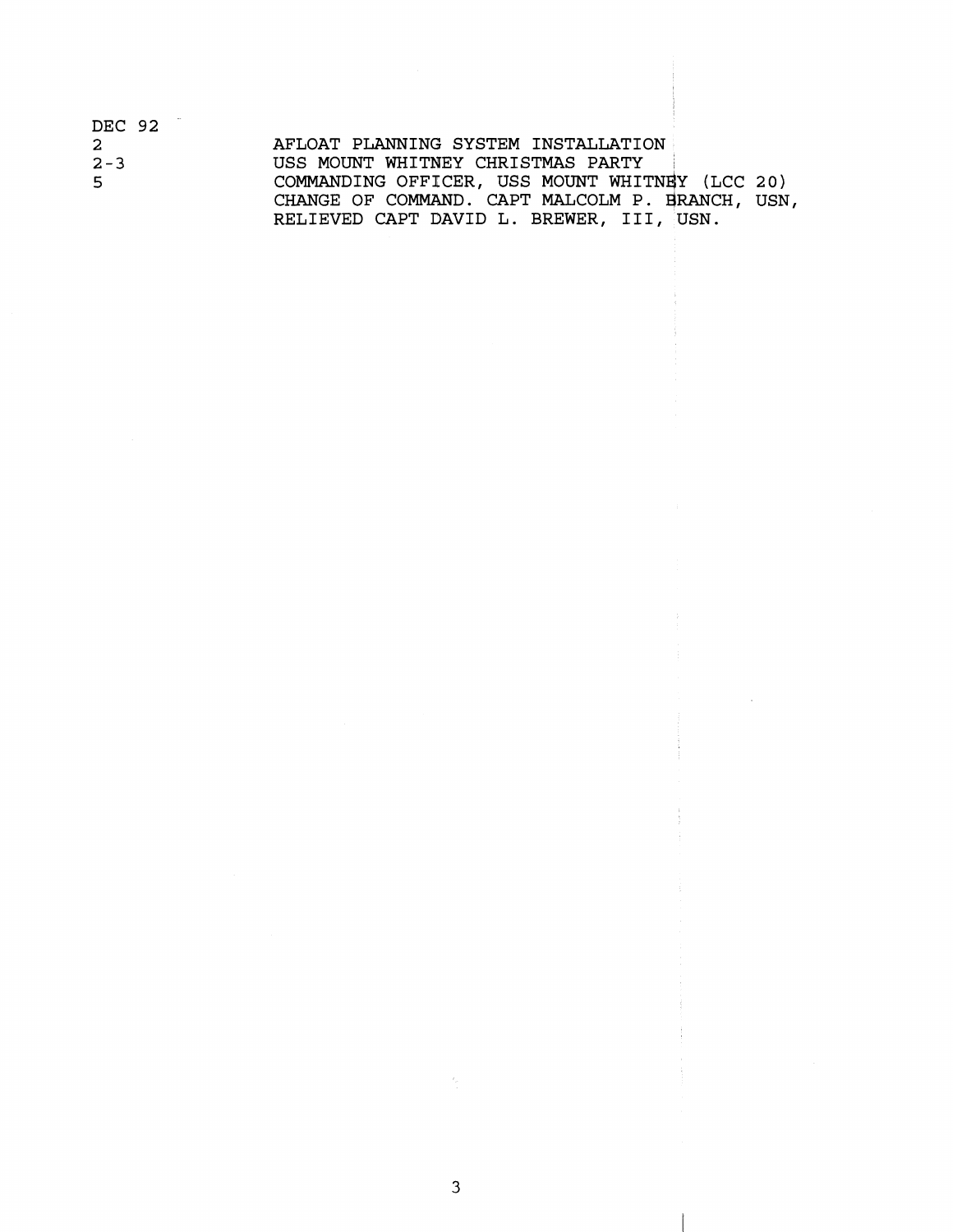DEC 92

| | |
|---|---|
| 2 | AFLOAT PLANNING SYSTEM INSTALLATION |
| 2-3 | USS MOUNT WHITNEY CHRISTMAS PARTY |
| 5 | COMMANDING OFFICER, USS MOUNT WHITNEY (LCC 20) CHANGE OF COMMAND. CAPT MALCOLM P. BRANCH, USN, RELIEVED CAPT DAVID L. BREWER, III, USN. |